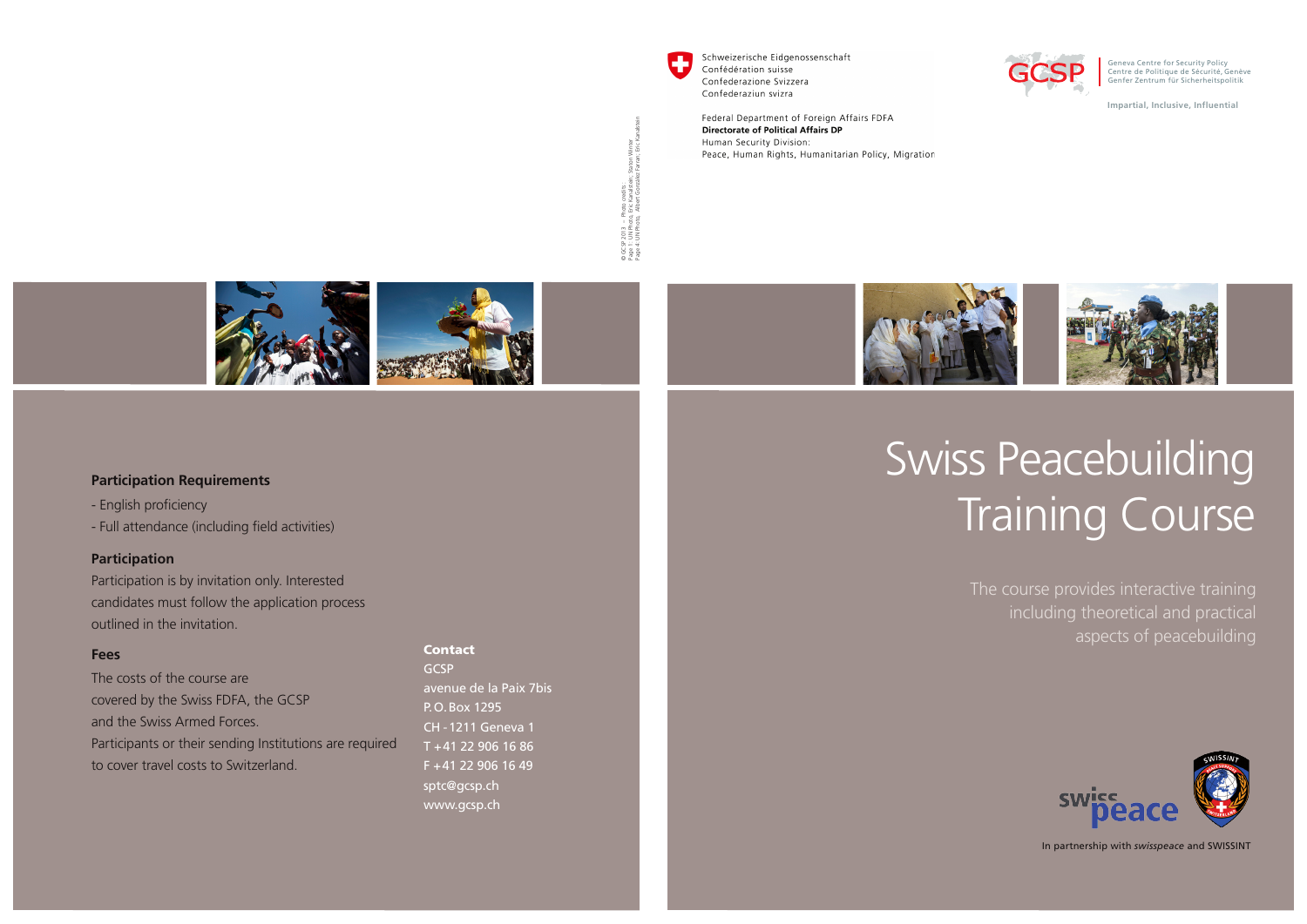Schweizerische Eidgenossenschaft
Confédération suisse
Confederazione Svizzera
Confederaziun svizra

Federal Department of Foreign Affairs FDFA
**Directorate of Political Affairs DP**
Human Security Division:
Peace, Human Rights, Humanitarian Policy, Migration

GCSP

Geneva Centre for Security Policy
Centre de Politique de Sécurité, Genève
Genfer Zentrum für Sicherheitspolitik

Impartial, Inclusive, Influential

© GCSP 2013 – Photo credits:
Page 1: UN Photo, Eric Kanalstein; Staton Winter
Page 4: UN Photo, Albert González Farran; Eric Kanalstein

### Participation Requirements

- English proficiency
- Full attendance (including field activities)

### Participation

Participation is by invitation only. Interested candidates must follow the application process outlined in the invitation.

### Fees

The costs of the course are covered by the Swiss FDFA, the GCSP and the Swiss Armed Forces.
Participants or their sending Institutions are required to cover travel costs to Switzerland.

### Contact

GCSP
avenue de la Paix 7bis
P.O. Box 1295
CH - 1211 Geneva 1
T +41 22 906 16 86
F +41 22 906 16 49
sptc@gcsp.ch
www.gcsp.ch

# Swiss Peacebuilding Training Course

The course provides interactive training including theoretical and practical aspects of peacebuilding

swisspeace

SWISSINT

In partnership with *swisspeace* and SWISSINT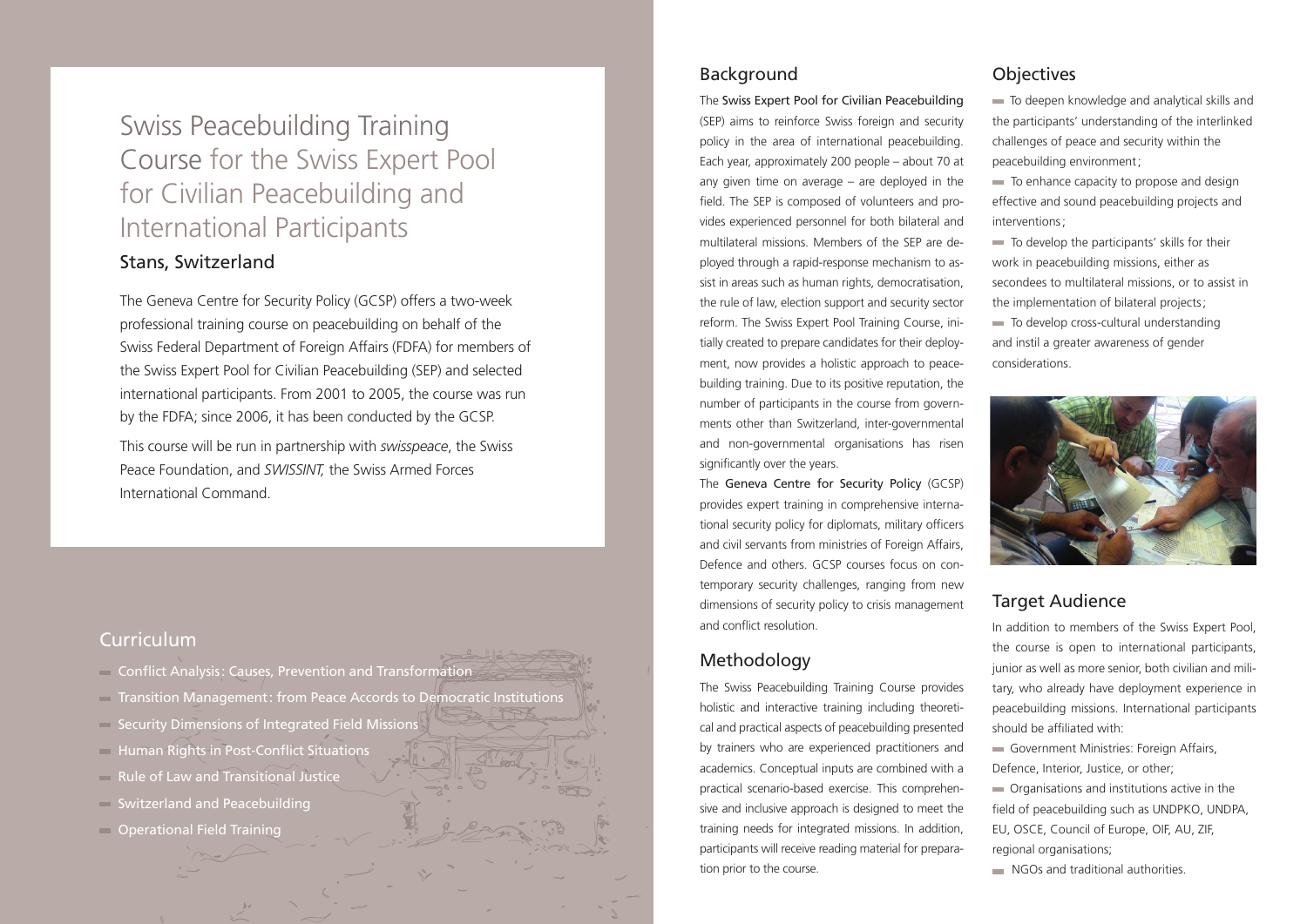# Swiss Peacebuilding Training Course for the Swiss Expert Pool for Civilian Peacebuilding and International Participants

## Stans, Switzerland

The Geneva Centre for Security Policy (GCSP) offers a two-week professional training course on peacebuilding on behalf of the Swiss Federal Department of Foreign Affairs (FDFA) for members of the Swiss Expert Pool for Civilian Peacebuilding (SEP) and selected international participants. From 2001 to 2005, the course was run by the FDFA; since 2006, it has been conducted by the GCSP.

This course will be run in partnership with *swisspeace*, the Swiss Peace Foundation, and *SWISSINT,* the Swiss Armed Forces International Command.

## Curriculum

- Conflict Analysis: Causes, Prevention and Transformation
- Transition Management: from Peace Accords to Democratic Institutions
- Security Dimensions of Integrated Field Missions
- Human Rights in Post-Conflict Situations
- Rule of Law and Transitional Justice
- Switzerland and Peacebuilding
- Operational Field Training

## Background

The Swiss Expert Pool for Civilian Peacebuilding (SEP) aims to reinforce Swiss foreign and security policy in the area of international peacebuilding. Each year, approximately 200 people – about 70 at any given time on average – are deployed in the field. The SEP is composed of volunteers and provides experienced personnel for both bilateral and multilateral missions. Members of the SEP are deployed through a rapid-response mechanism to assist in areas such as human rights, democratisation, the rule of law, election support and security sector reform. The Swiss Expert Pool Training Course, initially created to prepare candidates for their deployment, now provides a holistic approach to peacebuilding training. Due to its positive reputation, the number of participants in the course from governments other than Switzerland, inter-governmental and non-governmental organisations has risen significantly over the years.

The Geneva Centre for Security Policy (GCSP) provides expert training in comprehensive international security policy for diplomats, military officers and civil servants from ministries of Foreign Affairs, Defence and others. GCSP courses focus on contemporary security challenges, ranging from new dimensions of security policy to crisis management and conflict resolution.

## Methodology

The Swiss Peacebuilding Training Course provides holistic and interactive training including theoretical and practical aspects of peacebuilding presented by trainers who are experienced practitioners and academics. Conceptual inputs are combined with a practical scenario-based exercise. This comprehensive and inclusive approach is designed to meet the training needs for integrated missions. In addition, participants will receive reading material for preparation prior to the course.

## Objectives

- To deepen knowledge and analytical skills and the participants' understanding of the interlinked challenges of peace and security within the peacebuilding environment;
- To enhance capacity to propose and design effective and sound peacebuilding projects and interventions;
- To develop the participants' skills for their work in peacebuilding missions, either as secondees to multilateral missions, or to assist in the implementation of bilateral projects;
- To develop cross-cultural understanding and instil a greater awareness of gender considerations.

## Target Audience

In addition to members of the Swiss Expert Pool, the course is open to international participants, junior as well as more senior, both civilian and military, who already have deployment experience in peacebuilding missions. International participants should be affiliated with:

- Government Ministries: Foreign Affairs, Defence, Interior, Justice, or other;
- Organisations and institutions active in the field of peacebuilding such as UNDPKO, UNDPA, EU, OSCE, Council of Europe, OIF, AU, ZIF, regional organisations;
- NGOs and traditional authorities.